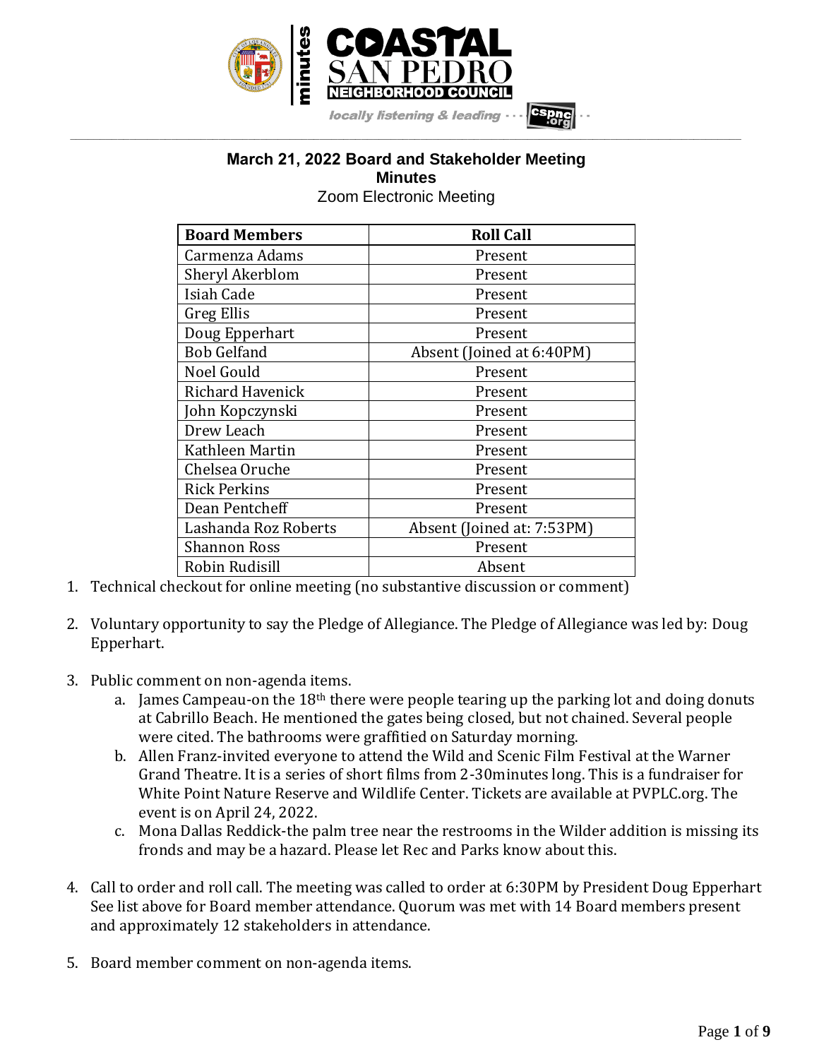# March 21, 2022 Board and Stakeholder Meeting

## Minutes

Zoom Electronic Meeting

| Board Members | Roll Call |
|---|---|
| Carmenza Adams | Present |
| Sheryl Akerblom | Present |
| Isiah Cade | Present |
| Greg Ellis | Present |
| Doug Epperhart | Present |
| Bob Gelfand | Absent (Joined at 6:40PM) |
| Noel Gould | Present |
| Richard Havenick | Present |
| John Kopczynski | Present |
| Drew Leach | Present |
| Kathleen Martin | Present |
| Chelsea Oruche | Present |
| Rick Perkins | Present |
| Dean Pentcheff | Present |
| Lashanda Roz Roberts | Absent (Joined at: 7:53PM) |
| Shannon Ross | Present |
| Robin Rudisill | Absent |

1. Technical checkout for online meeting (no substantive discussion or comment)

2. Voluntary opportunity to say the Pledge of Allegiance. The Pledge of Allegiance was led by: Doug Epperhart.

3. Public comment on non-agenda items.
   a. James Campeau-on the 18th there were people tearing up the parking lot and doing donuts at Cabrillo Beach. He mentioned the gates being closed, but not chained. Several people were cited. The bathrooms were graffitied on Saturday morning.
   b. Allen Franz-invited everyone to attend the Wild and Scenic Film Festival at the Warner Grand Theatre. It is a series of short films from 2-30minutes long. This is a fundraiser for White Point Nature Reserve and Wildlife Center. Tickets are available at PVPLC.org. The event is on April 24, 2022.
   c. Mona Dallas Reddick-the palm tree near the restrooms in the Wilder addition is missing its fronds and may be a hazard. Please let Rec and Parks know about this.

4. Call to order and roll call. The meeting was called to order at 6:30PM by President Doug Epperhart See list above for Board member attendance. Quorum was met with 14 Board members present and approximately 12 stakeholders in attendance.

5. Board member comment on non-agenda items.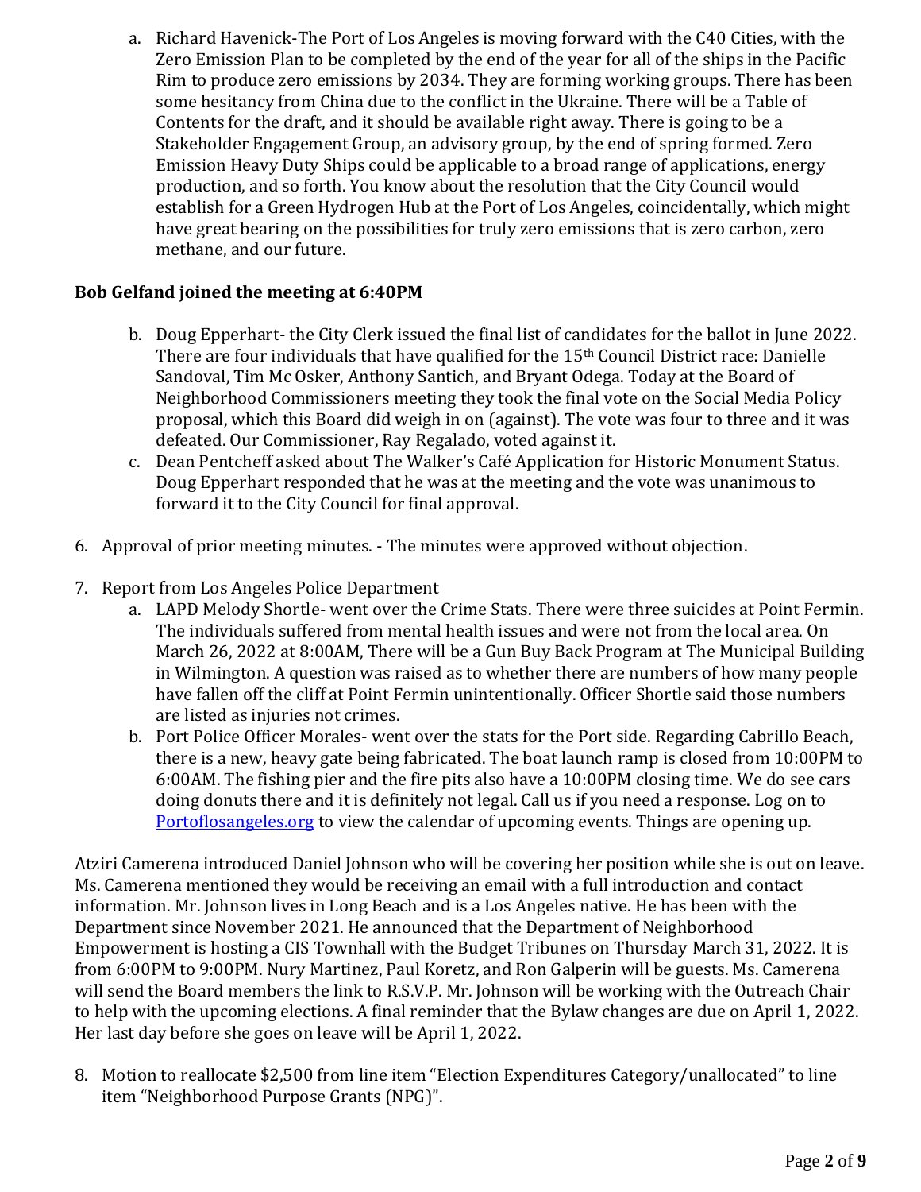a. Richard Havenick-The Port of Los Angeles is moving forward with the C40 Cities, with the Zero Emission Plan to be completed by the end of the year for all of the ships in the Pacific Rim to produce zero emissions by 2034. They are forming working groups. There has been some hesitancy from China due to the conflict in the Ukraine. There will be a Table of Contents for the draft, and it should be available right away. There is going to be a Stakeholder Engagement Group, an advisory group, by the end of spring formed. Zero Emission Heavy Duty Ships could be applicable to a broad range of applications, energy production, and so forth. You know about the resolution that the City Council would establish for a Green Hydrogen Hub at the Port of Los Angeles, coincidentally, which might have great bearing on the possibilities for truly zero emissions that is zero carbon, zero methane, and our future.

**Bob Gelfand joined the meeting at 6:40PM**

b. Doug Epperhart- the City Clerk issued the final list of candidates for the ballot in June 2022. There are four individuals that have qualified for the 15th Council District race: Danielle Sandoval, Tim Mc Osker, Anthony Santich, and Bryant Odega. Today at the Board of Neighborhood Commissioners meeting they took the final vote on the Social Media Policy proposal, which this Board did weigh in on (against). The vote was four to three and it was defeated. Our Commissioner, Ray Regalado, voted against it.

c. Dean Pentcheff asked about The Walker's Café Application for Historic Monument Status. Doug Epperhart responded that he was at the meeting and the vote was unanimous to forward it to the City Council for final approval.

6. Approval of prior meeting minutes. - The minutes were approved without objection.

7. Report from Los Angeles Police Department
   a. LAPD Melody Shortle- went over the Crime Stats. There were three suicides at Point Fermin. The individuals suffered from mental health issues and were not from the local area. On March 26, 2022 at 8:00AM, There will be a Gun Buy Back Program at The Municipal Building in Wilmington. A question was raised as to whether there are numbers of how many people have fallen off the cliff at Point Fermin unintentionally. Officer Shortle said those numbers are listed as injuries not crimes.
   b. Port Police Officer Morales- went over the stats for the Port side. Regarding Cabrillo Beach, there is a new, heavy gate being fabricated. The boat launch ramp is closed from 10:00PM to 6:00AM. The fishing pier and the fire pits also have a 10:00PM closing time. We do see cars doing donuts there and it is definitely not legal. Call us if you need a response. Log on to Portoflosangeles.org to view the calendar of upcoming events. Things are opening up.

Atziri Camerena introduced Daniel Johnson who will be covering her position while she is out on leave. Ms. Camerena mentioned they would be receiving an email with a full introduction and contact information. Mr. Johnson lives in Long Beach and is a Los Angeles native. He has been with the Department since November 2021. He announced that the Department of Neighborhood Empowerment is hosting a CIS Townhall with the Budget Tribunes on Thursday March 31, 2022. It is from 6:00PM to 9:00PM. Nury Martinez, Paul Koretz, and Ron Galperin will be guests. Ms. Camerena will send the Board members the link to R.S.V.P. Mr. Johnson will be working with the Outreach Chair to help with the upcoming elections. A final reminder that the Bylaw changes are due on April 1, 2022. Her last day before she goes on leave will be April 1, 2022.

8. Motion to reallocate $2,500 from line item "Election Expenditures Category/unallocated" to line item "Neighborhood Purpose Grants (NPG)".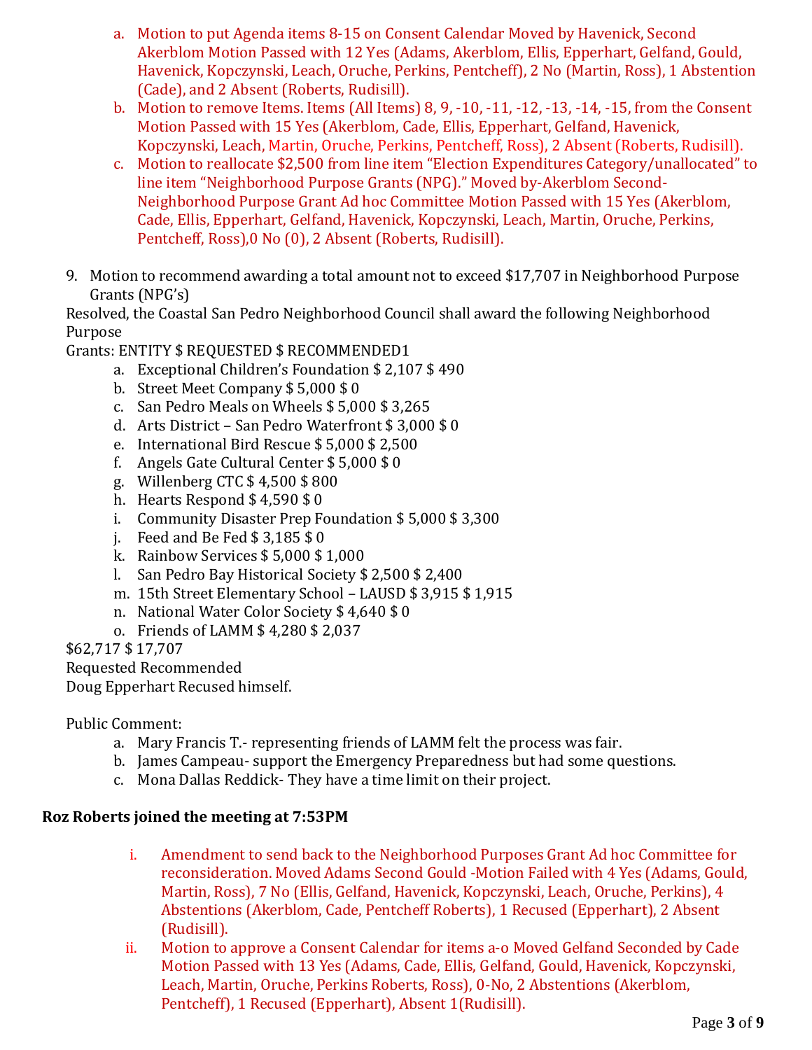a. Motion to put Agenda items 8-15 on Consent Calendar Moved by Havenick, Second Akerblom Motion Passed with 12 Yes (Adams, Akerblom, Ellis, Epperhart, Gelfand, Gould, Havenick, Kopczynski, Leach, Oruche, Perkins, Pentcheff), 2 No (Martin, Ross), 1 Abstention (Cade), and 2 Absent (Roberts, Rudisill).

b. Motion to remove Items. Items (All Items) 8, 9, -10, -11, -12, -13, -14, -15, from the Consent Motion Passed with 15 Yes (Akerblom, Cade, Ellis, Epperhart, Gelfand, Havenick, Kopczynski, Leach, Martin, Oruche, Perkins, Pentcheff, Ross), 2 Absent (Roberts, Rudisill).

c. Motion to reallocate $2,500 from line item "Election Expenditures Category/unallocated" to line item "Neighborhood Purpose Grants (NPG)." Moved by-Akerblom Second-Neighborhood Purpose Grant Ad hoc Committee Motion Passed with 15 Yes (Akerblom, Cade, Ellis, Epperhart, Gelfand, Havenick, Kopczynski, Leach, Martin, Oruche, Perkins, Pentcheff, Ross),0 No (0), 2 Absent (Roberts, Rudisill).

9. Motion to recommend awarding a total amount not to exceed $17,707 in Neighborhood Purpose Grants (NPG's)

Resolved, the Coastal San Pedro Neighborhood Council shall award the following Neighborhood Purpose

Grants: ENTITY $ REQUESTED $ RECOMMENDED1

a. Exceptional Children's Foundation $ 2,107 $ 490
b. Street Meet Company $ 5,000 $ 0
c. San Pedro Meals on Wheels $ 5,000 $ 3,265
d. Arts District – San Pedro Waterfront $ 3,000 $ 0
e. International Bird Rescue $ 5,000 $ 2,500
f. Angels Gate Cultural Center $ 5,000 $ 0
g. Willenberg CTC $ 4,500 $ 800
h. Hearts Respond $ 4,590 $ 0
i. Community Disaster Prep Foundation $ 5,000 $ 3,300
j. Feed and Be Fed $ 3,185 $ 0
k. Rainbow Services $ 5,000 $ 1,000
l. San Pedro Bay Historical Society $ 2,500 $ 2,400
m. 15th Street Elementary School – LAUSD $ 3,915 $ 1,915
n. National Water Color Society $ 4,640 $ 0
o. Friends of LAMM $ 4,280 $ 2,037

$62,717 $ 17,707

Requested Recommended

Doug Epperhart Recused himself.

Public Comment:

a. Mary Francis T.- representing friends of LAMM felt the process was fair.
b. James Campeau- support the Emergency Preparedness but had some questions.
c. Mona Dallas Reddick- They have a time limit on their project.

**Roz Roberts joined the meeting at 7:53PM**

i. Amendment to send back to the Neighborhood Purposes Grant Ad hoc Committee for reconsideration. Moved Adams Second Gould -Motion Failed with 4 Yes (Adams, Gould, Martin, Ross), 7 No (Ellis, Gelfand, Havenick, Kopczynski, Leach, Oruche, Perkins), 4 Abstentions (Akerblom, Cade, Pentcheff Roberts), 1 Recused (Epperhart), 2 Absent (Rudisill).

ii. Motion to approve a Consent Calendar for items a-o Moved Gelfand Seconded by Cade Motion Passed with 13 Yes (Adams, Cade, Ellis, Gelfand, Gould, Havenick, Kopczynski, Leach, Martin, Oruche, Perkins Roberts, Ross), 0-No, 2 Abstentions (Akerblom, Pentcheff), 1 Recused (Epperhart), Absent 1(Rudisill).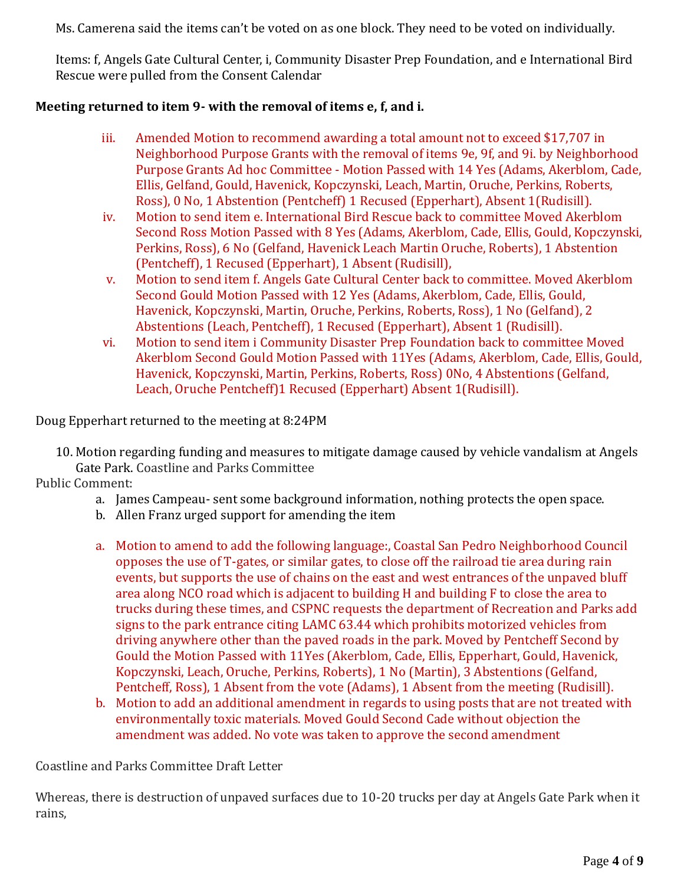Ms. Camerena said the items can't be voted on as one block. They need to be voted on individually.

Items: f, Angels Gate Cultural Center, i, Community Disaster Prep Foundation, and e International Bird Rescue were pulled from the Consent Calendar

**Meeting returned to item 9- with the removal of items e, f, and i.**

iii. Amended Motion to recommend awarding a total amount not to exceed $17,707 in Neighborhood Purpose Grants with the removal of items 9e, 9f, and 9i. by Neighborhood Purpose Grants Ad hoc Committee - Motion Passed with 14 Yes (Adams, Akerblom, Cade, Ellis, Gelfand, Gould, Havenick, Kopczynski, Leach, Martin, Oruche, Perkins, Roberts, Ross), 0 No, 1 Abstention (Pentcheff) 1 Recused (Epperhart), Absent 1(Rudisill).

iv. Motion to send item e. International Bird Rescue back to committee Moved Akerblom Second Ross Motion Passed with 8 Yes (Adams, Akerblom, Cade, Ellis, Gould, Kopczynski, Perkins, Ross), 6 No (Gelfand, Havenick Leach Martin Oruche, Roberts), 1 Abstention (Pentcheff), 1 Recused (Epperhart), 1 Absent (Rudisill),

v. Motion to send item f. Angels Gate Cultural Center back to committee. Moved Akerblom Second Gould Motion Passed with 12 Yes (Adams, Akerblom, Cade, Ellis, Gould, Havenick, Kopczynski, Martin, Oruche, Perkins, Roberts, Ross), 1 No (Gelfand), 2 Abstentions (Leach, Pentcheff), 1 Recused (Epperhart), Absent 1 (Rudisill).

vi. Motion to send item i Community Disaster Prep Foundation back to committee Moved Akerblom Second Gould Motion Passed with 11Yes (Adams, Akerblom, Cade, Ellis, Gould, Havenick, Kopczynski, Martin, Perkins, Roberts, Ross) 0No, 4 Abstentions (Gelfand, Leach, Oruche Pentcheff)1 Recused (Epperhart) Absent 1(Rudisill).

Doug Epperhart returned to the meeting at 8:24PM

10. Motion regarding funding and measures to mitigate damage caused by vehicle vandalism at Angels Gate Park. Coastline and Parks Committee

Public Comment:

a. James Campeau- sent some background information, nothing protects the open space.
b. Allen Franz urged support for amending the item

a. Motion to amend to add the following language:, Coastal San Pedro Neighborhood Council opposes the use of T-gates, or similar gates, to close off the railroad tie area during rain events, but supports the use of chains on the east and west entrances of the unpaved bluff area along NCO road which is adjacent to building H and building F to close the area to trucks during these times, and CSPNC requests the department of Recreation and Parks add signs to the park entrance citing LAMC 63.44 which prohibits motorized vehicles from driving anywhere other than the paved roads in the park. Moved by Pentcheff Second by Gould the Motion Passed with 11Yes (Akerblom, Cade, Ellis, Epperhart, Gould, Havenick, Kopczynski, Leach, Oruche, Perkins, Roberts), 1 No (Martin), 3 Abstentions (Gelfand, Pentcheff, Ross), 1 Absent from the vote (Adams), 1 Absent from the meeting (Rudisill).
b. Motion to add an additional amendment in regards to using posts that are not treated with environmentally toxic materials. Moved Gould Second Cade without objection the amendment was added. No vote was taken to approve the second amendment

Coastline and Parks Committee Draft Letter

Whereas, there is destruction of unpaved surfaces due to 10-20 trucks per day at Angels Gate Park when it rains,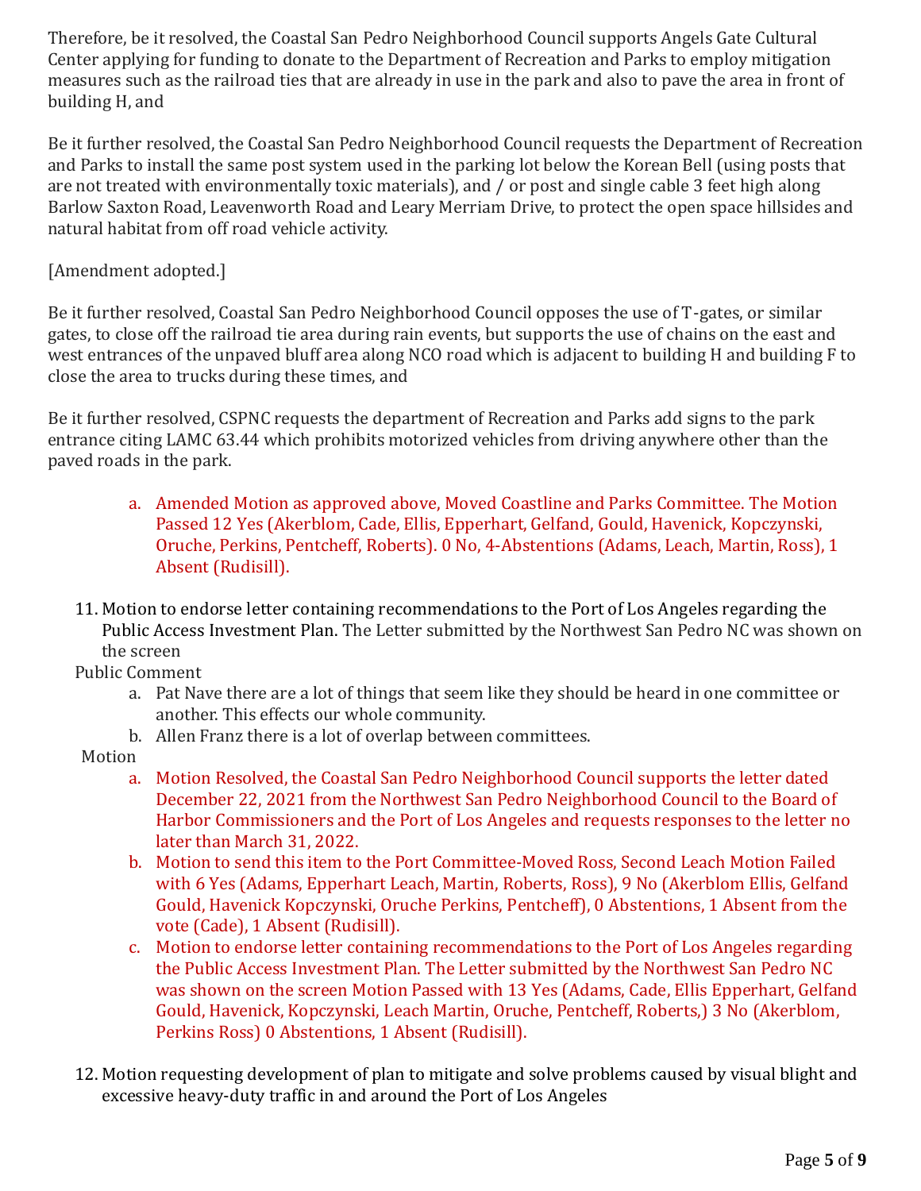Therefore, be it resolved, the Coastal San Pedro Neighborhood Council supports Angels Gate Cultural Center applying for funding to donate to the Department of Recreation and Parks to employ mitigation measures such as the railroad ties that are already in use in the park and also to pave the area in front of building H, and

Be it further resolved, the Coastal San Pedro Neighborhood Council requests the Department of Recreation and Parks to install the same post system used in the parking lot below the Korean Bell (using posts that are not treated with environmentally toxic materials), and / or post and single cable 3 feet high along Barlow Saxton Road, Leavenworth Road and Leary Merriam Drive, to protect the open space hillsides and natural habitat from off road vehicle activity.

[Amendment adopted.]

Be it further resolved, Coastal San Pedro Neighborhood Council opposes the use of T-gates, or similar gates, to close off the railroad tie area during rain events, but supports the use of chains on the east and west entrances of the unpaved bluff area along NCO road which is adjacent to building H and building F to close the area to trucks during these times, and

Be it further resolved, CSPNC requests the department of Recreation and Parks add signs to the park entrance citing LAMC 63.44 which prohibits motorized vehicles from driving anywhere other than the paved roads in the park.

a. Amended Motion as approved above, Moved Coastline and Parks Committee. The Motion Passed 12 Yes (Akerblom, Cade, Ellis, Epperhart, Gelfand, Gould, Havenick, Kopczynski, Oruche, Perkins, Pentcheff, Roberts). 0 No, 4-Abstentions (Adams, Leach, Martin, Ross), 1 Absent (Rudisill).

11. Motion to endorse letter containing recommendations to the Port of Los Angeles regarding the Public Access Investment Plan. The Letter submitted by the Northwest San Pedro NC was shown on the screen

Public Comment

a. Pat Nave there are a lot of things that seem like they should be heard in one committee or another. This effects our whole community.
b. Allen Franz there is a lot of overlap between committees.

Motion

a. Motion Resolved, the Coastal San Pedro Neighborhood Council supports the letter dated December 22, 2021 from the Northwest San Pedro Neighborhood Council to the Board of Harbor Commissioners and the Port of Los Angeles and requests responses to the letter no later than March 31, 2022.
b. Motion to send this item to the Port Committee-Moved Ross, Second Leach Motion Failed with 6 Yes (Adams, Epperhart Leach, Martin, Roberts, Ross), 9 No (Akerblom Ellis, Gelfand Gould, Havenick Kopczynski, Oruche Perkins, Pentcheff), 0 Abstentions, 1 Absent from the vote (Cade), 1 Absent (Rudisill).
c. Motion to endorse letter containing recommendations to the Port of Los Angeles regarding the Public Access Investment Plan. The Letter submitted by the Northwest San Pedro NC was shown on the screen Motion Passed with 13 Yes (Adams, Cade, Ellis Epperhart, Gelfand Gould, Havenick, Kopczynski, Leach Martin, Oruche, Pentcheff, Roberts,) 3 No (Akerblom, Perkins Ross) 0 Abstentions, 1 Absent (Rudisill).

12. Motion requesting development of plan to mitigate and solve problems caused by visual blight and excessive heavy-duty traffic in and around the Port of Los Angeles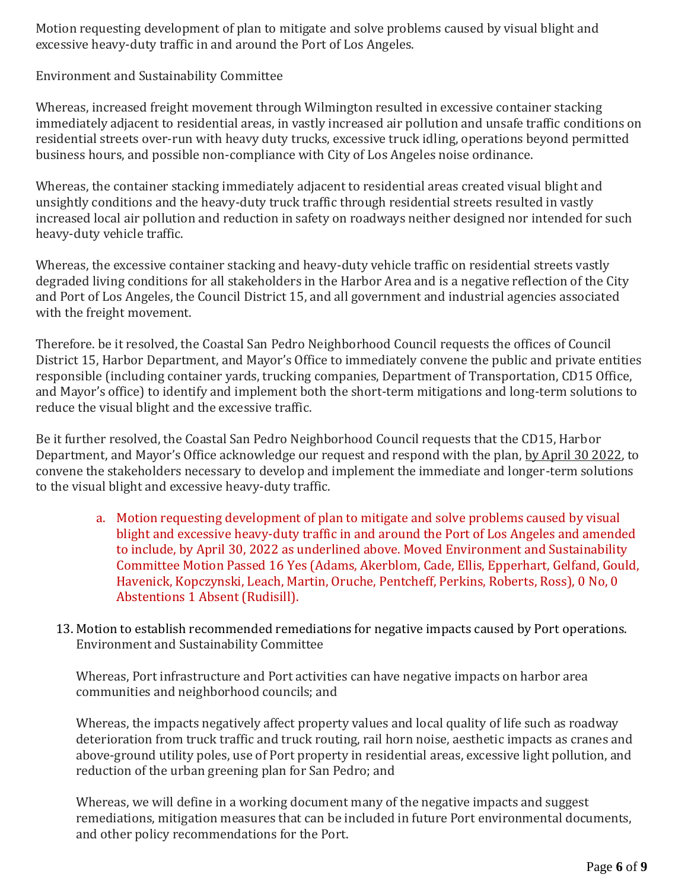Motion requesting development of plan to mitigate and solve problems caused by visual blight and excessive heavy-duty traffic in and around the Port of Los Angeles.

Environment and Sustainability Committee

Whereas, increased freight movement through Wilmington resulted in excessive container stacking immediately adjacent to residential areas, in vastly increased air pollution and unsafe traffic conditions on residential streets over-run with heavy duty trucks, excessive truck idling, operations beyond permitted business hours, and possible non-compliance with City of Los Angeles noise ordinance.

Whereas, the container stacking immediately adjacent to residential areas created visual blight and unsightly conditions and the heavy-duty truck traffic through residential streets resulted in vastly increased local air pollution and reduction in safety on roadways neither designed nor intended for such heavy-duty vehicle traffic.

Whereas, the excessive container stacking and heavy-duty vehicle traffic on residential streets vastly degraded living conditions for all stakeholders in the Harbor Area and is a negative reflection of the City and Port of Los Angeles, the Council District 15, and all government and industrial agencies associated with the freight movement.

Therefore. be it resolved, the Coastal San Pedro Neighborhood Council requests the offices of Council District 15, Harbor Department, and Mayor's Office to immediately convene the public and private entities responsible (including container yards, trucking companies, Department of Transportation, CD15 Office, and Mayor's office) to identify and implement both the short-term mitigations and long-term solutions to reduce the visual blight and the excessive traffic.

Be it further resolved, the Coastal San Pedro Neighborhood Council requests that the CD15, Harbor Department, and Mayor's Office acknowledge our request and respond with the plan, <u>by April 30 2022</u>, to convene the stakeholders necessary to develop and implement the immediate and longer-term solutions to the visual blight and excessive heavy-duty traffic.

a. Motion requesting development of plan to mitigate and solve problems caused by visual blight and excessive heavy-duty traffic in and around the Port of Los Angeles and amended to include, by April 30, 2022 as underlined above. Moved Environment and Sustainability Committee Motion Passed 16 Yes (Adams, Akerblom, Cade, Ellis, Epperhart, Gelfand, Gould, Havenick, Kopczynski, Leach, Martin, Oruche, Pentcheff, Perkins, Roberts, Ross), 0 No, 0 Abstentions 1 Absent (Rudisill).

13. Motion to establish recommended remediations for negative impacts caused by Port operations.
    Environment and Sustainability Committee

    Whereas, Port infrastructure and Port activities can have negative impacts on harbor area communities and neighborhood councils; and

    Whereas, the impacts negatively affect property values and local quality of life such as roadway deterioration from truck traffic and truck routing, rail horn noise, aesthetic impacts as cranes and above-ground utility poles, use of Port property in residential areas, excessive light pollution, and reduction of the urban greening plan for San Pedro; and

    Whereas, we will define in a working document many of the negative impacts and suggest remediations, mitigation measures that can be included in future Port environmental documents, and other policy recommendations for the Port.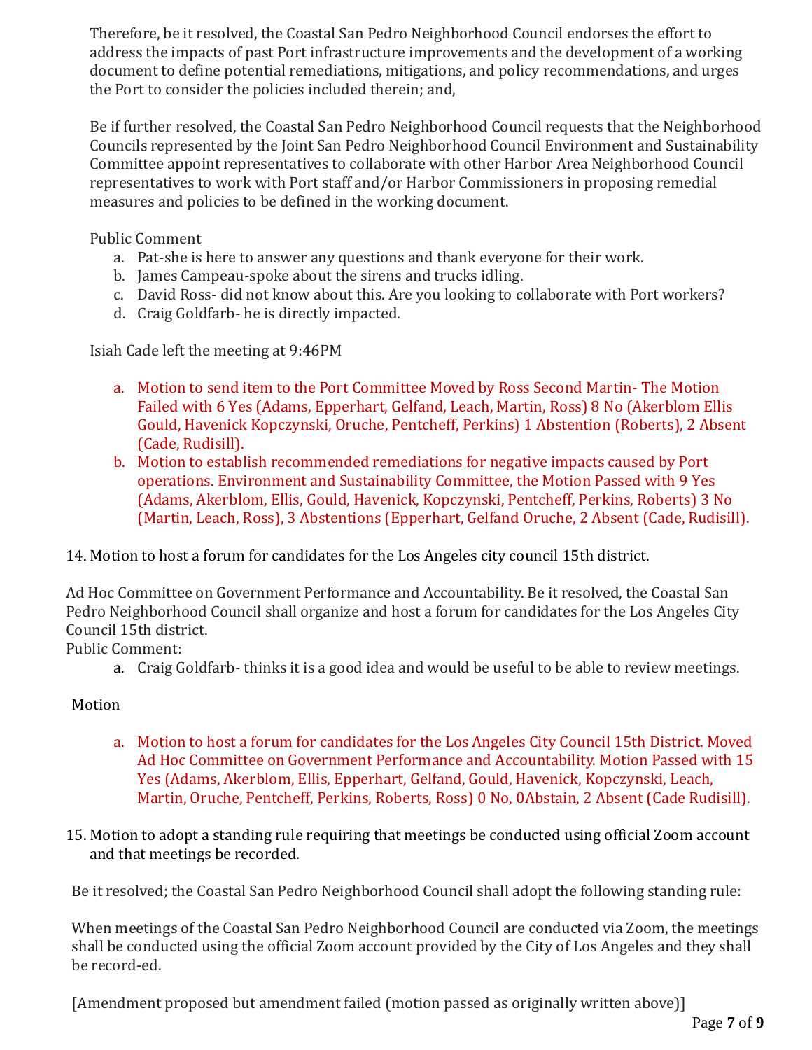Therefore, be it resolved, the Coastal San Pedro Neighborhood Council endorses the effort to address the impacts of past Port infrastructure improvements and the development of a working document to define potential remediations, mitigations, and policy recommendations, and urges the Port to consider the policies included therein; and,

Be if further resolved, the Coastal San Pedro Neighborhood Council requests that the Neighborhood Councils represented by the Joint San Pedro Neighborhood Council Environment and Sustainability Committee appoint representatives to collaborate with other Harbor Area Neighborhood Council representatives to work with Port staff and/or Harbor Commissioners in proposing remedial measures and policies to be defined in the working document.

Public Comment

a. Pat-she is here to answer any questions and thank everyone for their work.
b. James Campeau-spoke about the sirens and trucks idling.
c. David Ross- did not know about this. Are you looking to collaborate with Port workers?
d. Craig Goldfarb- he is directly impacted.

Isiah Cade left the meeting at 9:46PM

a. Motion to send item to the Port Committee Moved by Ross Second Martin- The Motion Failed with 6 Yes (Adams, Epperhart, Gelfand, Leach, Martin, Ross) 8 No (Akerblom Ellis Gould, Havenick Kopczynski, Oruche, Pentcheff, Perkins) 1 Abstention (Roberts), 2 Absent (Cade, Rudisill).
b. Motion to establish recommended remediations for negative impacts caused by Port operations. Environment and Sustainability Committee, the Motion Passed with 9 Yes (Adams, Akerblom, Ellis, Gould, Havenick, Kopczynski, Pentcheff, Perkins, Roberts) 3 No (Martin, Leach, Ross), 3 Abstentions (Epperhart, Gelfand Oruche, 2 Absent (Cade, Rudisill).

14. Motion to host a forum for candidates for the Los Angeles city council 15th district.

Ad Hoc Committee on Government Performance and Accountability. Be it resolved, the Coastal San Pedro Neighborhood Council shall organize and host a forum for candidates for the Los Angeles City Council 15th district.

Public Comment:

a. Craig Goldfarb- thinks it is a good idea and would be useful to be able to review meetings.

Motion

a. Motion to host a forum for candidates for the Los Angeles City Council 15th District. Moved Ad Hoc Committee on Government Performance and Accountability. Motion Passed with 15 Yes (Adams, Akerblom, Ellis, Epperhart, Gelfand, Gould, Havenick, Kopczynski, Leach, Martin, Oruche, Pentcheff, Perkins, Roberts, Ross) 0 No, 0Abstain, 2 Absent (Cade Rudisill).

15. Motion to adopt a standing rule requiring that meetings be conducted using official Zoom account and that meetings be recorded.

Be it resolved; the Coastal San Pedro Neighborhood Council shall adopt the following standing rule:

When meetings of the Coastal San Pedro Neighborhood Council are conducted via Zoom, the meetings shall be conducted using the official Zoom account provided by the City of Los Angeles and they shall be record-ed.

[Amendment proposed but amendment failed (motion passed as originally written above)]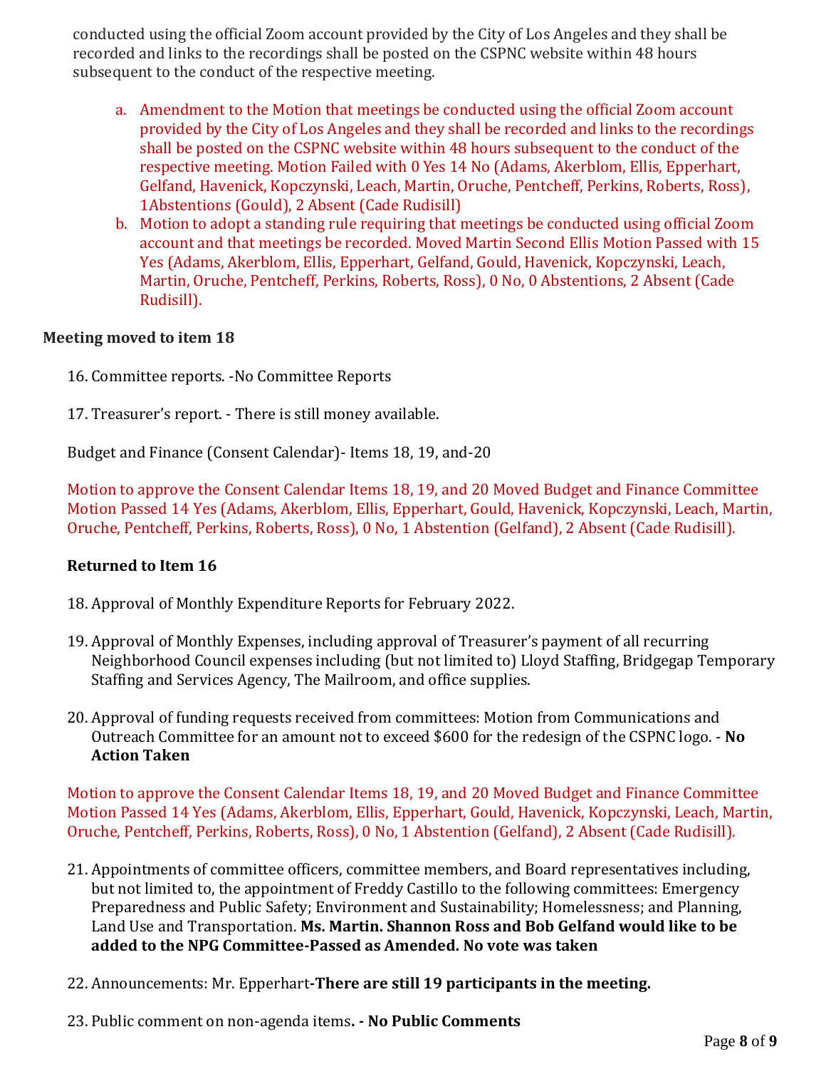conducted using the official Zoom account provided by the City of Los Angeles and they shall be recorded and links to the recordings shall be posted on the CSPNC website within 48 hours subsequent to the conduct of the respective meeting.

a. Amendment to the Motion that meetings be conducted using the official Zoom account provided by the City of Los Angeles and they shall be recorded and links to the recordings shall be posted on the CSPNC website within 48 hours subsequent to the conduct of the respective meeting. Motion Failed with 0 Yes 14 No (Adams, Akerblom, Ellis, Epperhart, Gelfand, Havenick, Kopczynski, Leach, Martin, Oruche, Pentcheff, Perkins, Roberts, Ross), 1Abstentions (Gould), 2 Absent (Cade Rudisill)
b. Motion to adopt a standing rule requiring that meetings be conducted using official Zoom account and that meetings be recorded. Moved Martin Second Ellis Motion Passed with 15 Yes (Adams, Akerblom, Ellis, Epperhart, Gelfand, Gould, Havenick, Kopczynski, Leach, Martin, Oruche, Pentcheff, Perkins, Roberts, Ross), 0 No, 0 Abstentions, 2 Absent (Cade Rudisill).

**Meeting moved to item 18**

16. Committee reports. -No Committee Reports

17. Treasurer's report. - There is still money available.

Budget and Finance (Consent Calendar)- Items 18, 19, and-20

Motion to approve the Consent Calendar Items 18, 19, and 20 Moved Budget and Finance Committee Motion Passed 14 Yes (Adams, Akerblom, Ellis, Epperhart, Gould, Havenick, Kopczynski, Leach, Martin, Oruche, Pentcheff, Perkins, Roberts, Ross), 0 No, 1 Abstention (Gelfand), 2 Absent (Cade Rudisill).

**Returned to Item 16**

18. Approval of Monthly Expenditure Reports for February 2022.

19. Approval of Monthly Expenses, including approval of Treasurer's payment of all recurring Neighborhood Council expenses including (but not limited to) Lloyd Staffing, Bridgegap Temporary Staffing and Services Agency, The Mailroom, and office supplies.

20. Approval of funding requests received from committees: Motion from Communications and Outreach Committee for an amount not to exceed $600 for the redesign of the CSPNC logo. - **No Action Taken**

Motion to approve the Consent Calendar Items 18, 19, and 20 Moved Budget and Finance Committee Motion Passed 14 Yes (Adams, Akerblom, Ellis, Epperhart, Gould, Havenick, Kopczynski, Leach, Martin, Oruche, Pentcheff, Perkins, Roberts, Ross), 0 No, 1 Abstention (Gelfand), 2 Absent (Cade Rudisill).

21. Appointments of committee officers, committee members, and Board representatives including, but not limited to, the appointment of Freddy Castillo to the following committees: Emergency Preparedness and Public Safety; Environment and Sustainability; Homelessness; and Planning, Land Use and Transportation. **Ms. Martin. Shannon Ross and Bob Gelfand would like to be added to the NPG Committee-Passed as Amended. No vote was taken**

22. Announcements: Mr. Epperhart**-There are still 19 participants in the meeting.**

23. Public comment on non-agenda items**. - No Public Comments**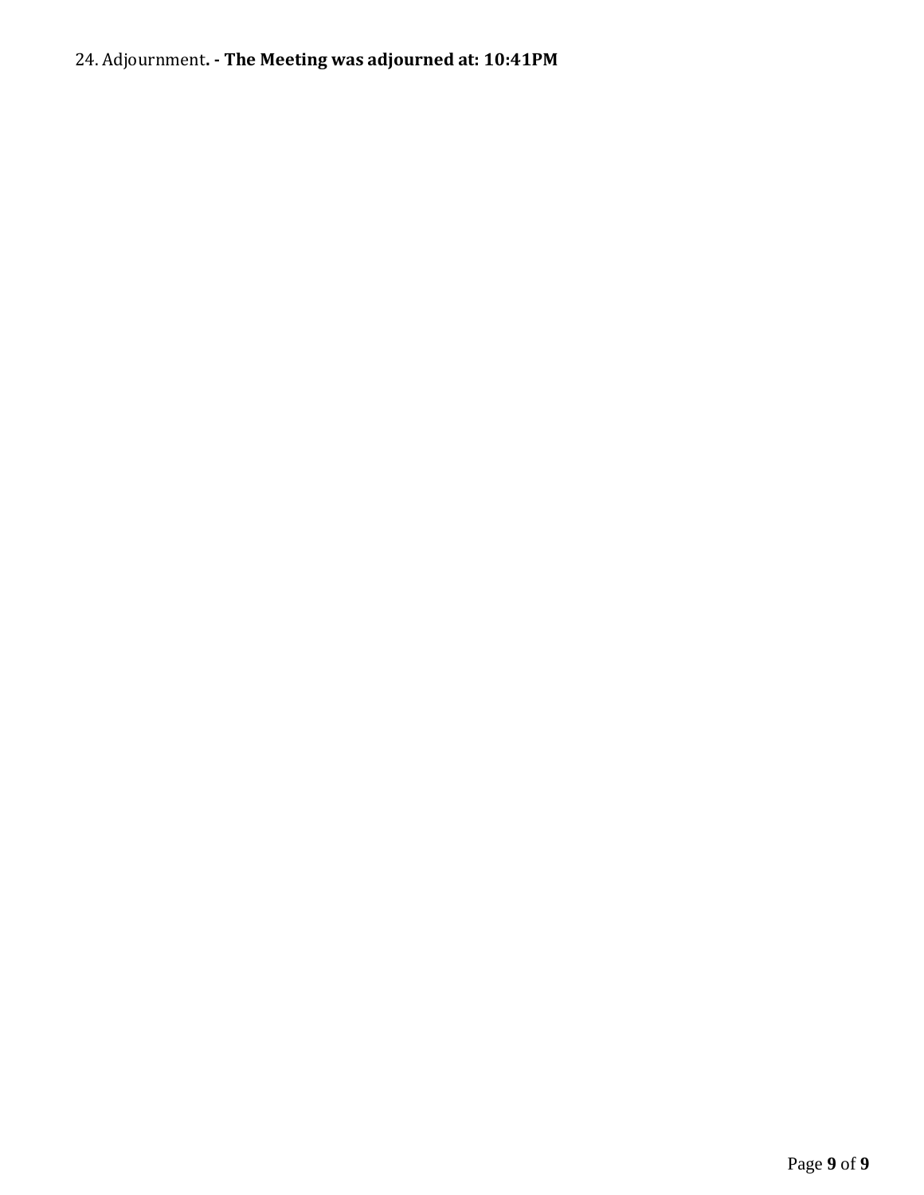24. Adjournment**. - The Meeting was adjourned at: 10:41PM**